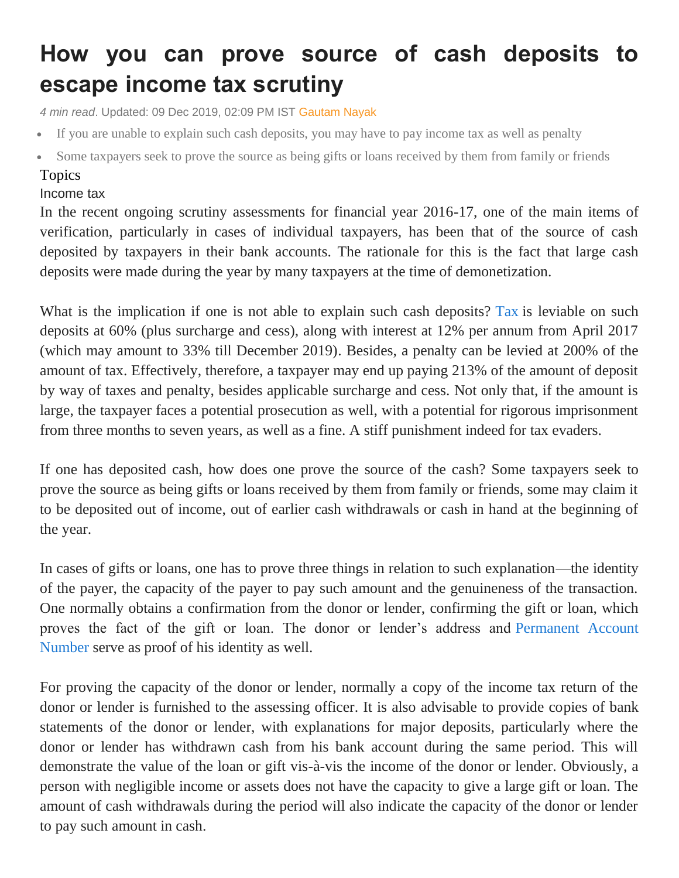# How you can prove source of cash deposits to escape income tax scrutiny

*4 min read*. Updated: 09 Dec 2019, 02:09 PM IST Gautam Nayak

- If you are unable to explain such cash deposits, you may have to pay income tax as well as penalty
- Some taxpayers seek to prove the source as being gifts or loans received by them from family or friends

Topics

Income tax

In the recent ongoing scrutiny assessments for financial year 2016-17, one of the main items of verification, particularly in cases of individual taxpayers, has been that of the source of cash deposited by taxpayers in their bank accounts. The rationale for this is the fact that large cash deposits were made during the year by many taxpayers at the time of demonetization.

What is the implication if one is not able to explain such cash deposits? Tax is leviable on such deposits at 60% (plus surcharge and cess), along with interest at 12% per annum from April 2017 (which may amount to 33% till December 2019). Besides, a penalty can be levied at 200% of the amount of tax. Effectively, therefore, a taxpayer may end up paying 213% of the amount of deposit by way of taxes and penalty, besides applicable surcharge and cess. Not only that, if the amount is large, the taxpayer faces a potential prosecution as well, with a potential for rigorous imprisonment from three months to seven years, as well as a fine. A stiff punishment indeed for tax evaders.

If one has deposited cash, how does one prove the source of the cash? Some taxpayers seek to prove the source as being gifts or loans received by them from family or friends, some may claim it to be deposited out of income, out of earlier cash withdrawals or cash in hand at the beginning of the year.

In cases of gifts or loans, one has to prove three things in relation to such explanation—the identity of the payer, the capacity of the payer to pay such amount and the genuineness of the transaction. One normally obtains a confirmation from the donor or lender, confirming the gift or loan, which proves the fact of the gift or loan. The donor or lender's address and Permanent Account Number serve as proof of his identity as well.

For proving the capacity of the donor or lender, normally a copy of the income tax return of the donor or lender is furnished to the assessing officer. It is also advisable to provide copies of bank statements of the donor or lender, with explanations for major deposits, particularly where the donor or lender has withdrawn cash from his bank account during the same period. This will demonstrate the value of the loan or gift vis-à-vis the income of the donor or lender. Obviously, a person with negligible income or assets does not have the capacity to give a large gift or loan. The amount of cash withdrawals during the period will also indicate the capacity of the donor or lender to pay such amount in cash.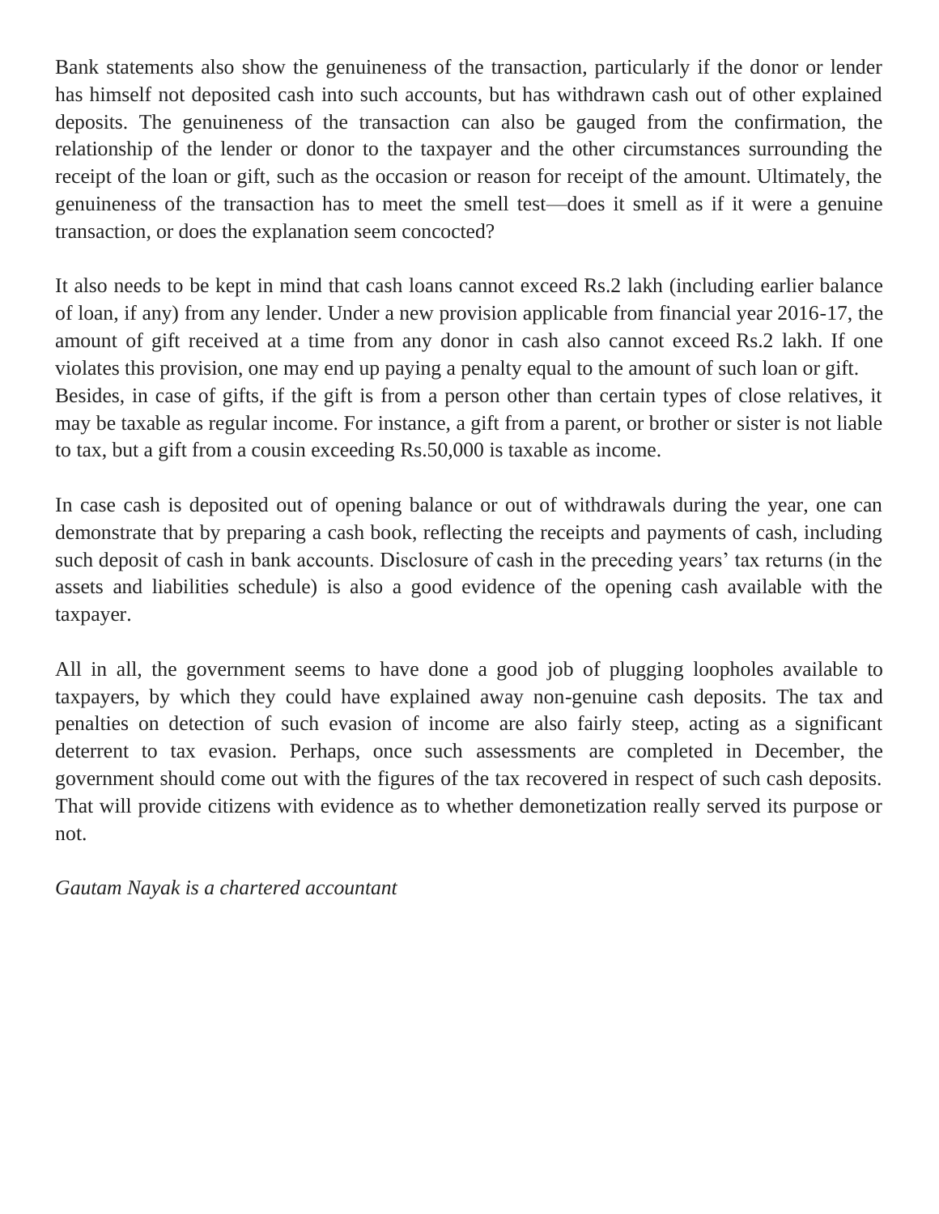Bank statements also show the genuineness of the transaction, particularly if the donor or lender has himself not deposited cash into such accounts, but has withdrawn cash out of other explained deposits. The genuineness of the transaction can also be gauged from the confirmation, the relationship of the lender or donor to the taxpayer and the other circumstances surrounding the receipt of the loan or gift, such as the occasion or reason for receipt of the amount. Ultimately, the genuineness of the transaction has to meet the smell test—does it smell as if it were a genuine transaction, or does the explanation seem concocted?

It also needs to be kept in mind that cash loans cannot exceed Rs.2 lakh (including earlier balance of loan, if any) from any lender. Under a new provision applicable from financial year 2016-17, the amount of gift received at a time from any donor in cash also cannot exceed Rs.2 lakh. If one violates this provision, one may end up paying a penalty equal to the amount of such loan or gift. Besides, in case of gifts, if the gift is from a person other than certain types of close relatives, it may be taxable as regular income. For instance, a gift from a parent, or brother or sister is not liable to tax, but a gift from a cousin exceeding Rs.50,000 is taxable as income.

In case cash is deposited out of opening balance or out of withdrawals during the year, one can demonstrate that by preparing a cash book, reflecting the receipts and payments of cash, including such deposit of cash in bank accounts. Disclosure of cash in the preceding years' tax returns (in the assets and liabilities schedule) is also a good evidence of the opening cash available with the taxpayer.

All in all, the government seems to have done a good job of plugging loopholes available to taxpayers, by which they could have explained away non-genuine cash deposits. The tax and penalties on detection of such evasion of income are also fairly steep, acting as a significant deterrent to tax evasion. Perhaps, once such assessments are completed in December, the government should come out with the figures of the tax recovered in respect of such cash deposits. That will provide citizens with evidence as to whether demonetization really served its purpose or not.

*Gautam Nayak is a chartered accountant*